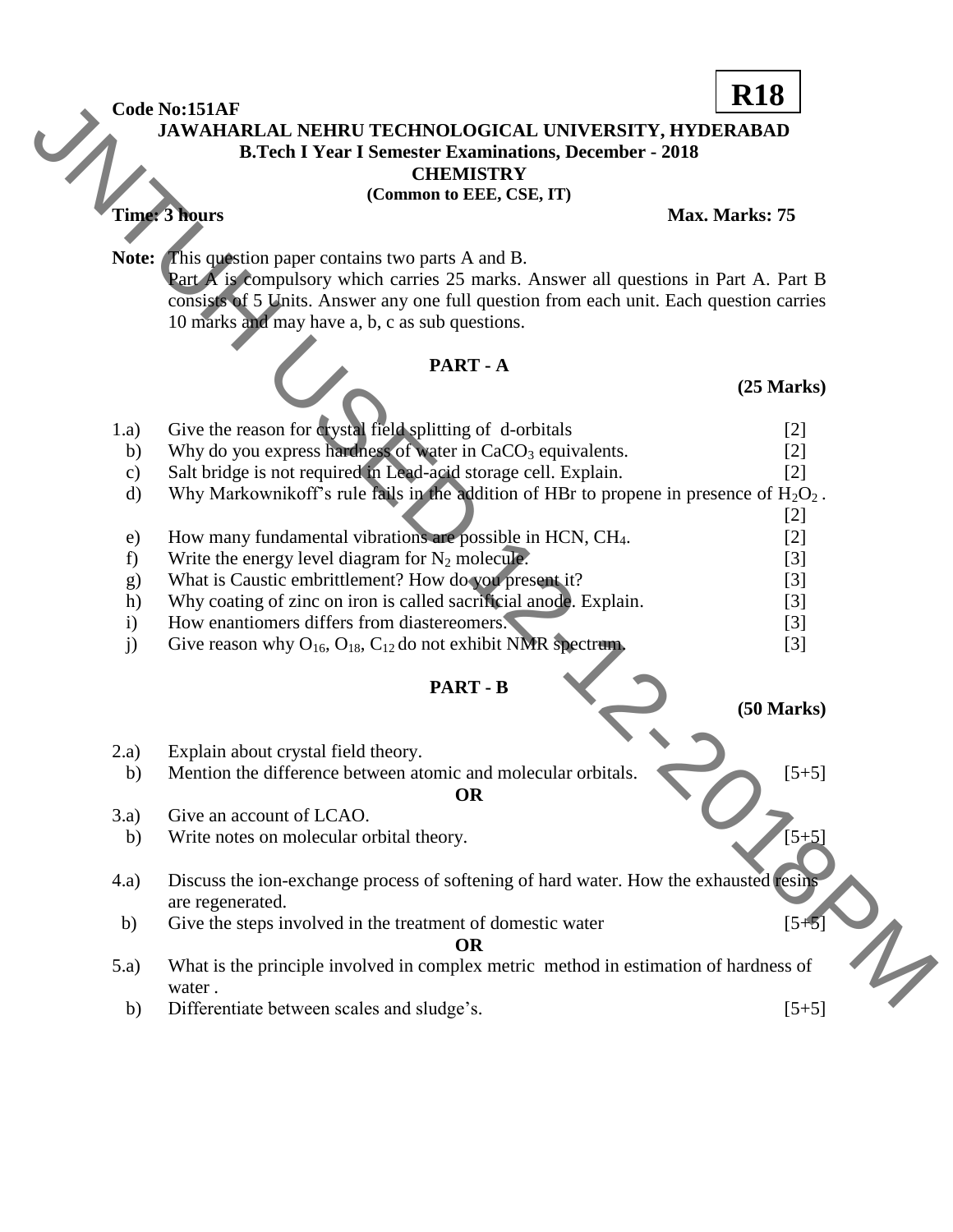**R18**

**Code No:151AF**

# JAWAHARLAL NEHRU TECHNOLOGICAL UNIVERSITY, HYDERABAD

## B.Tech I Year I Semester Examinations, December - 2018

## CHEMISTRY

**(Common to EEE, CSE, IT)**

**Time: 3 hours** **Max. Marks: 75**

**Note:** This question paper contains two parts A and B.
Part A is compulsory which carries 25 marks. Answer all questions in Part A. Part B consists of 5 Units. Answer any one full question from each unit. Each question carries 10 marks and may have a, b, c as sub questions.

## PART - A

**(25 Marks)**

1.a) Give the reason for crystal field splitting of d-orbitals [2]

b) Why do you express hardness of water in $CaCO_3$ equivalents. [2]

c) Salt bridge is not required in Lead-acid storage cell. Explain. [2]

d) Why Markownikoff's rule fails in the addition of HBr to propene in presence of $H_2O_2$. [2]

e) How many fundamental vibrations are possible in HCN, $CH_4$. [2]

f) Write the energy level diagram for $N_2$ molecule. [3]

g) What is Caustic embrittlement? How do you present it? [3]

h) Why coating of zinc on iron is called sacrificial anode. Explain. [3]

i) How enantiomers differs from diastereomers. [3]

j) Give reason why $O_{16}$, $O_{18}$, $C_{12}$ do not exhibit NMR spectrum. [3]

## PART - B

**(50 Marks)**

2.a) Explain about crystal field theory.

b) Mention the difference between atomic and molecular orbitals. [5+5]

**OR**

3.a) Give an account of LCAO.

b) Write notes on molecular orbital theory. [5+5]

4.a) Discuss the ion-exchange process of softening of hard water. How the exhausted resins are regenerated.

b) Give the steps involved in the treatment of domestic water [5+5]

**OR**

5.a) What is the principle involved in complex metric method in estimation of hardness of water .

b) Differentiate between scales and sludge's. [5+5]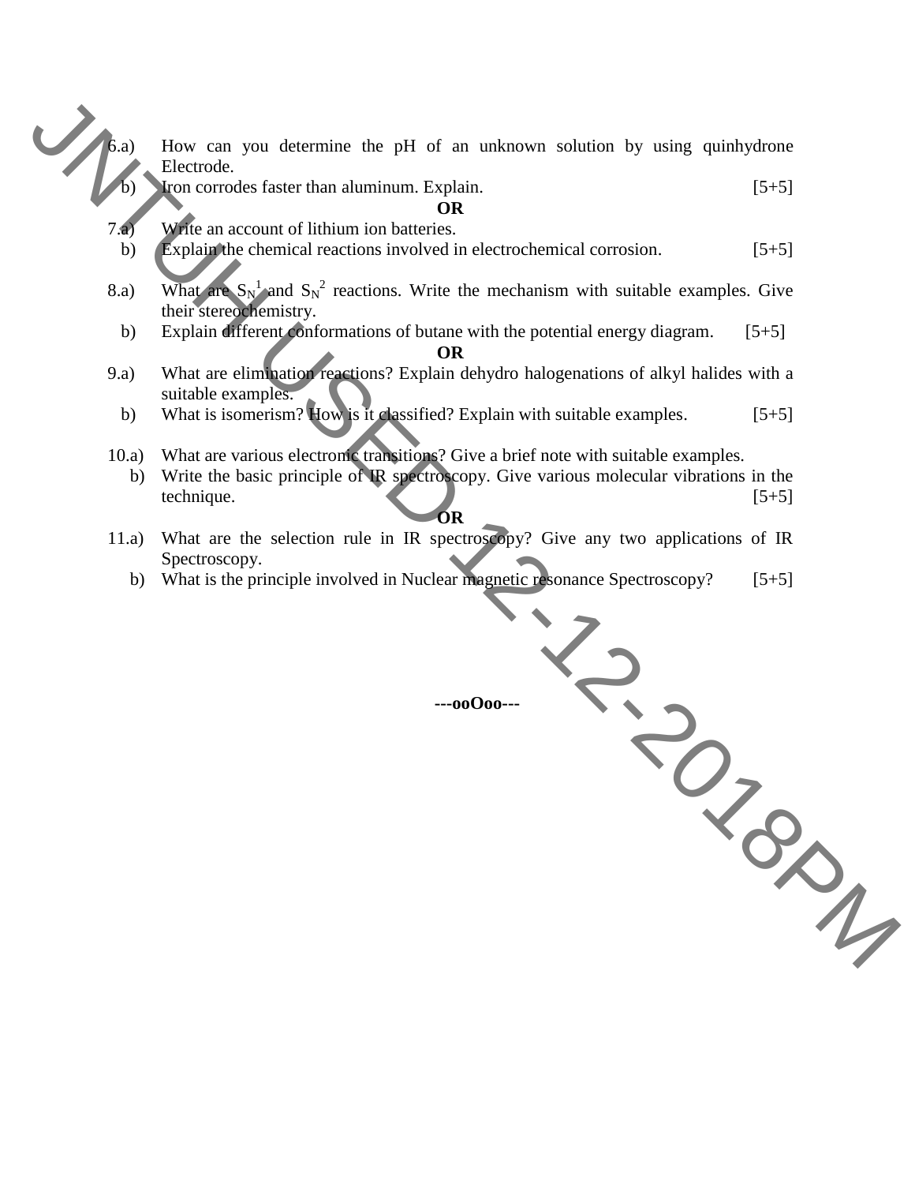6.a) How can you determine the pH of an unknown solution by using quinhydrone Electrode.

b) Iron corrodes faster than aluminum. Explain. [5+5]

**OR**

7.a) Write an account of lithium ion batteries.

b) Explain the chemical reactions involved in electrochemical corrosion. [5+5]

8.a) What are $S_N^1$ and $S_N^2$ reactions. Write the mechanism with suitable examples. Give their stereochemistry.

b) Explain different conformations of butane with the potential energy diagram. [5+5]

**OR**

9.a) What are elimination reactions? Explain dehydro halogenations of alkyl halides with a suitable examples.

b) What is isomerism? How is it classified? Explain with suitable examples. [5+5]

10.a) What are various electronic transitions? Give a brief note with suitable examples.

b) Write the basic principle of IR spectroscopy. Give various molecular vibrations in the technique. [5+5]

**OR**

11.a) What are the selection rule in IR spectroscopy? Give any two applications of IR Spectroscopy.

b) What is the principle involved in Nuclear magnetic resonance Spectroscopy? [5+5]

**---ooOoo---**